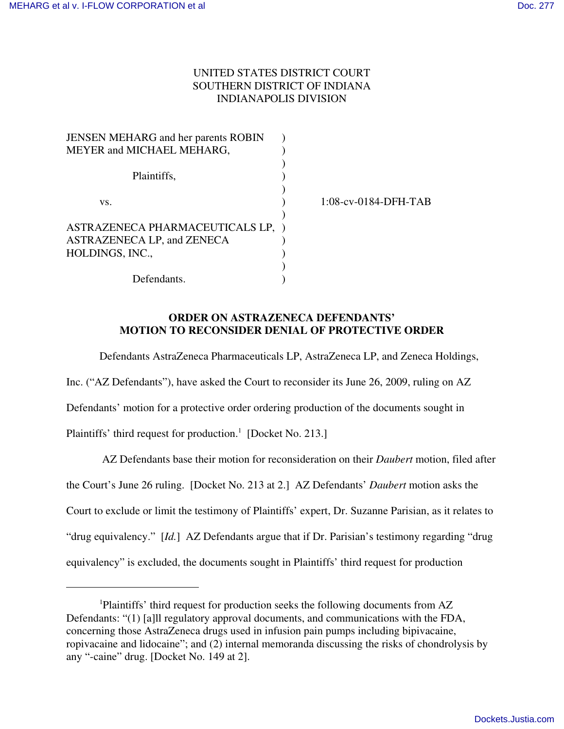UNITED STATES DISTRICT COURT
SOUTHERN DISTRICT OF INDIANA
INDIANAPOLIS DIVISION

| | | |
|---|---|---|
| JENSEN MEHARG and her parents ROBIN MEYER and MICHAEL MEHARG, | ) | |
| Plaintiffs, | ) | |
| vs. | ) | 1:08-cv-0184-DFH-TAB |
| ASTRAZENECA PHARMACEUTICALS LP, ASTRAZENECA LP, and ZENECA HOLDINGS, INC., | ) | |
| Defendants. | ) | |

**ORDER ON ASTRAZENECA DEFENDANTS' MOTION TO RECONSIDER DENIAL OF PROTECTIVE ORDER**

Defendants AstraZeneca Pharmaceuticals LP, AstraZeneca LP, and Zeneca Holdings, Inc. ("AZ Defendants"), have asked the Court to reconsider its June 26, 2009, ruling on AZ Defendants' motion for a protective order ordering production of the documents sought in Plaintiffs' third request for production.[1] [Docket No. 213.]

AZ Defendants base their motion for reconsideration on their *Daubert* motion, filed after the Court's June 26 ruling. [Docket No. 213 at 2.] AZ Defendants' *Daubert* motion asks the Court to exclude or limit the testimony of Plaintiffs' expert, Dr. Suzanne Parisian, as it relates to "drug equivalency." [*Id.*] AZ Defendants argue that if Dr. Parisian's testimony regarding "drug equivalency" is excluded, the documents sought in Plaintiffs' third request for production

---

[1]Plaintiffs' third request for production seeks the following documents from AZ Defendants: "(1) [a]ll regulatory approval documents, and communications with the FDA, concerning those AstraZeneca drugs used in infusion pain pumps including bipivacaine, ropivacaine and lidocaine"; and (2) internal memoranda discussing the risks of chondrolysis by any "-caine" drug. [Docket No. 149 at 2].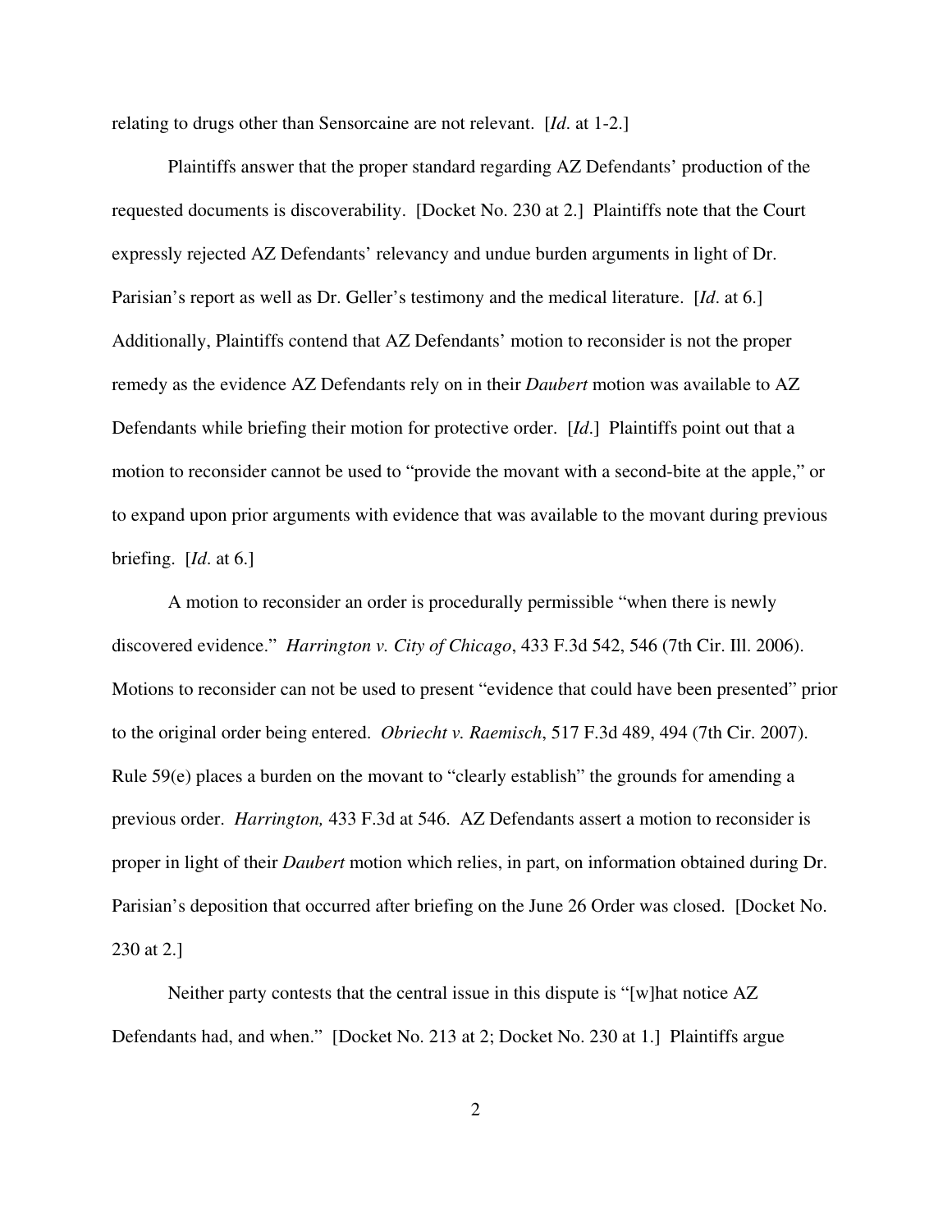relating to drugs other than Sensorcaine are not relevant. [*Id*. at 1-2.]

Plaintiffs answer that the proper standard regarding AZ Defendants' production of the requested documents is discoverability. [Docket No. 230 at 2.] Plaintiffs note that the Court expressly rejected AZ Defendants' relevancy and undue burden arguments in light of Dr. Parisian's report as well as Dr. Geller's testimony and the medical literature. [*Id*. at 6.] Additionally, Plaintiffs contend that AZ Defendants' motion to reconsider is not the proper remedy as the evidence AZ Defendants rely on in their *Daubert* motion was available to AZ Defendants while briefing their motion for protective order. [*Id*.] Plaintiffs point out that a motion to reconsider cannot be used to "provide the movant with a second-bite at the apple," or to expand upon prior arguments with evidence that was available to the movant during previous briefing. [*Id*. at 6.]

A motion to reconsider an order is procedurally permissible "when there is newly discovered evidence." *Harrington v. City of Chicago*, 433 F.3d 542, 546 (7th Cir. Ill. 2006). Motions to reconsider can not be used to present "evidence that could have been presented" prior to the original order being entered. *Obriecht v. Raemisch*, 517 F.3d 489, 494 (7th Cir. 2007). Rule 59(e) places a burden on the movant to "clearly establish" the grounds for amending a previous order. *Harrington,* 433 F.3d at 546. AZ Defendants assert a motion to reconsider is proper in light of their *Daubert* motion which relies, in part, on information obtained during Dr. Parisian's deposition that occurred after briefing on the June 26 Order was closed. [Docket No. 230 at 2.]

Neither party contests that the central issue in this dispute is "[w]hat notice AZ Defendants had, and when." [Docket No. 213 at 2; Docket No. 230 at 1.] Plaintiffs argue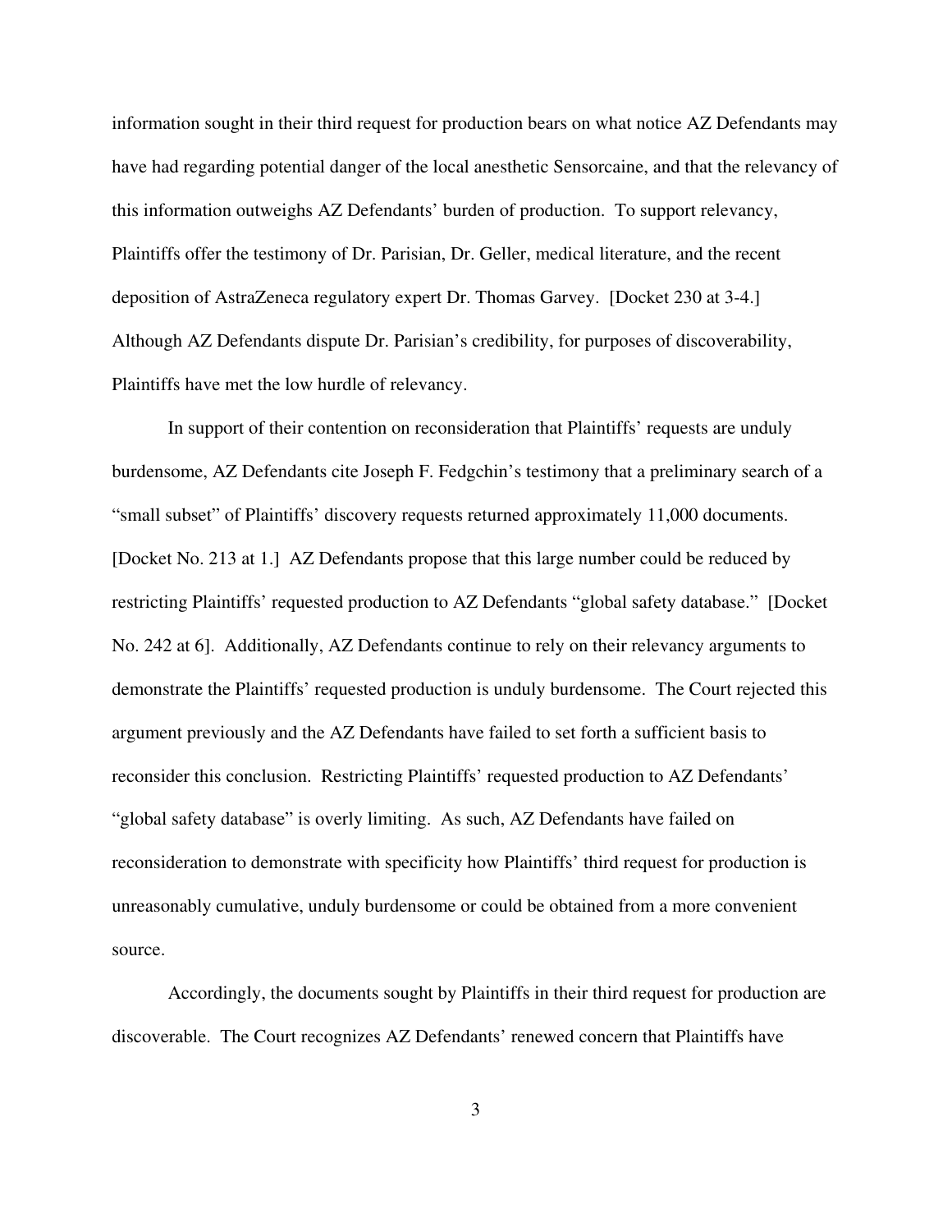information sought in their third request for production bears on what notice AZ Defendants may have had regarding potential danger of the local anesthetic Sensorcaine, and that the relevancy of this information outweighs AZ Defendants' burden of production. To support relevancy, Plaintiffs offer the testimony of Dr. Parisian, Dr. Geller, medical literature, and the recent deposition of AstraZeneca regulatory expert Dr. Thomas Garvey. [Docket 230 at 3-4.] Although AZ Defendants dispute Dr. Parisian's credibility, for purposes of discoverability, Plaintiffs have met the low hurdle of relevancy.

In support of their contention on reconsideration that Plaintiffs' requests are unduly burdensome, AZ Defendants cite Joseph F. Fedgchin's testimony that a preliminary search of a "small subset" of Plaintiffs' discovery requests returned approximately 11,000 documents. [Docket No. 213 at 1.] AZ Defendants propose that this large number could be reduced by restricting Plaintiffs' requested production to AZ Defendants "global safety database." [Docket No. 242 at 6]. Additionally, AZ Defendants continue to rely on their relevancy arguments to demonstrate the Plaintiffs' requested production is unduly burdensome. The Court rejected this argument previously and the AZ Defendants have failed to set forth a sufficient basis to reconsider this conclusion. Restricting Plaintiffs' requested production to AZ Defendants' "global safety database" is overly limiting. As such, AZ Defendants have failed on reconsideration to demonstrate with specificity how Plaintiffs' third request for production is unreasonably cumulative, unduly burdensome or could be obtained from a more convenient source.

Accordingly, the documents sought by Plaintiffs in their third request for production are discoverable. The Court recognizes AZ Defendants' renewed concern that Plaintiffs have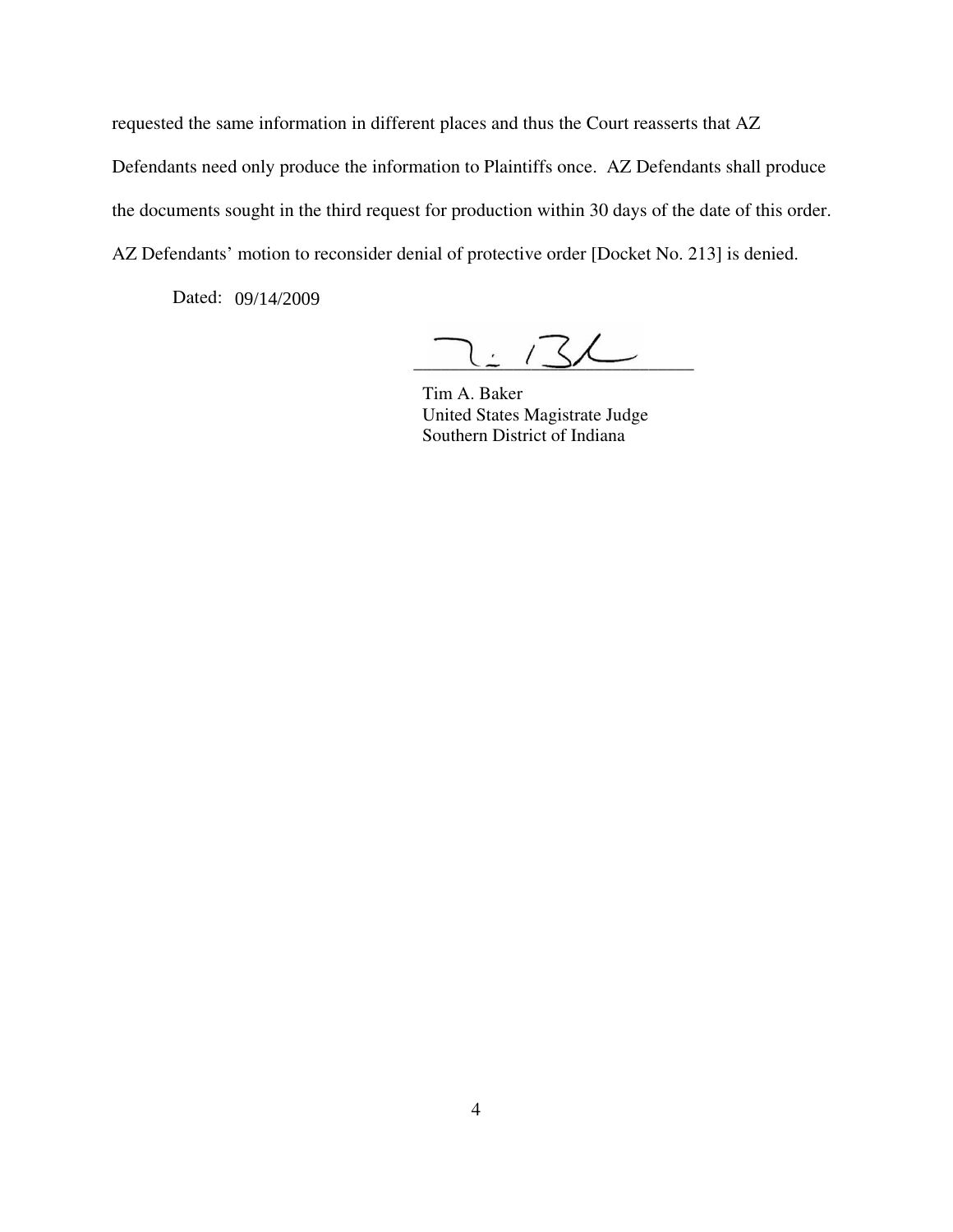requested the same information in different places and thus the Court reasserts that AZ Defendants need only produce the information to Plaintiffs once. AZ Defendants shall produce the documents sought in the third request for production within 30 days of the date of this order. AZ Defendants' motion to reconsider denial of protective order [Docket No. 213] is denied.

Dated: 09/14/2009

Tim A. Baker
United States Magistrate Judge
Southern District of Indiana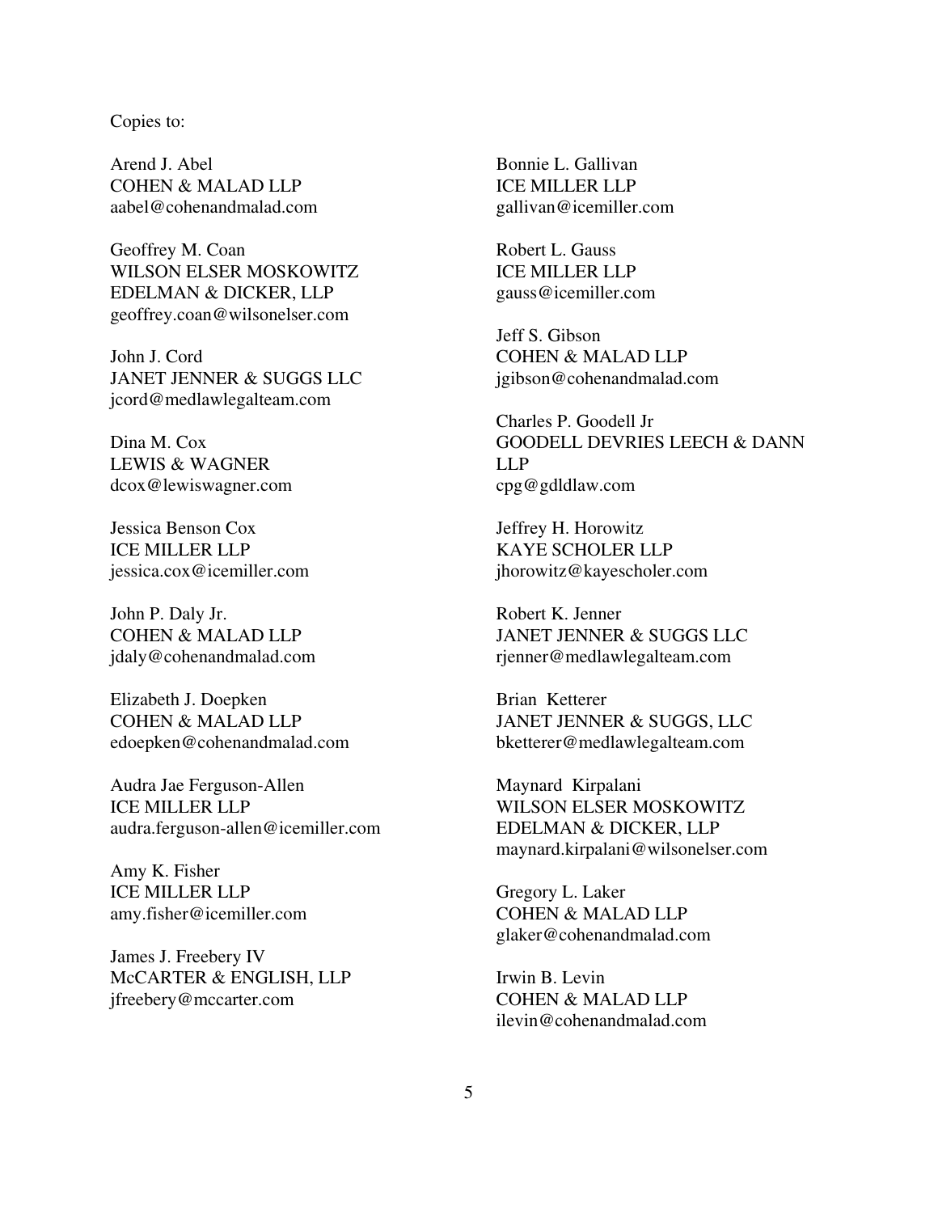Copies to:

Arend J. Abel
COHEN & MALAD LLP
aabel@cohenandmalad.com

Geoffrey M. Coan
WILSON ELSER MOSKOWITZ
EDELMAN & DICKER, LLP
geoffrey.coan@wilsonelser.com

John J. Cord
JANET JENNER & SUGGS LLC
jcord@medlawlegalteam.com

Dina M. Cox
LEWIS & WAGNER
dcox@lewiswagner.com

Jessica Benson Cox
ICE MILLER LLP
jessica.cox@icemiller.com

John P. Daly Jr.
COHEN & MALAD LLP
jdaly@cohenandmalad.com

Elizabeth J. Doepken
COHEN & MALAD LLP
edoepken@cohenandmalad.com

Audra Jae Ferguson-Allen
ICE MILLER LLP
audra.ferguson-allen@icemiller.com

Amy K. Fisher
ICE MILLER LLP
amy.fisher@icemiller.com

James J. Freebery IV
McCARTER & ENGLISH, LLP
jfreebery@mccarter.com

Bonnie L. Gallivan
ICE MILLER LLP
gallivan@icemiller.com

Robert L. Gauss
ICE MILLER LLP
gauss@icemiller.com

Jeff S. Gibson
COHEN & MALAD LLP
jgibson@cohenandmalad.com

Charles P. Goodell Jr
GOODELL DEVRIES LEECH & DANN LLP
cpg@gdldlaw.com

Jeffrey H. Horowitz
KAYE SCHOLER LLP
jhorowitz@kayescholer.com

Robert K. Jenner
JANET JENNER & SUGGS LLC
rjenner@medlawlegalteam.com

Brian Ketterer
JANET JENNER & SUGGS, LLC
bketterer@medlawlegalteam.com

Maynard Kirpalani
WILSON ELSER MOSKOWITZ
EDELMAN & DICKER, LLP
maynard.kirpalani@wilsonelser.com

Gregory L. Laker
COHEN & MALAD LLP
glaker@cohenandmalad.com

Irwin B. Levin
COHEN & MALAD LLP
ilevin@cohenandmalad.com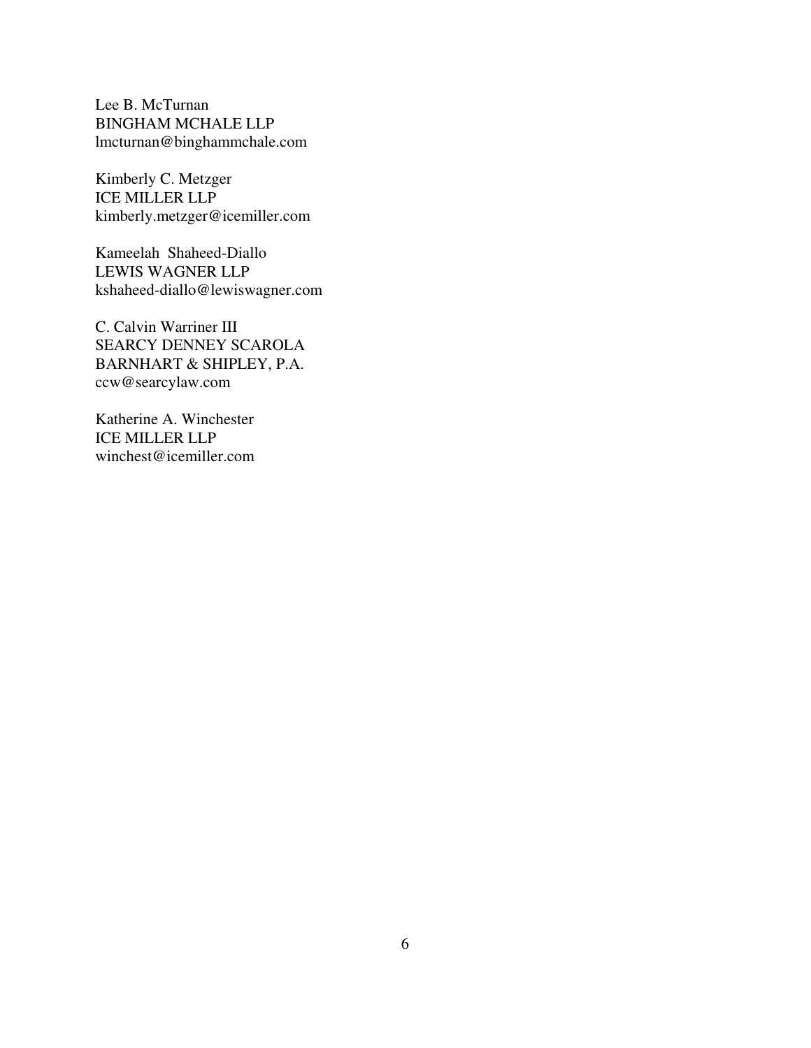Lee B. McTurnan
BINGHAM MCHALE LLP
lmcturnan@binghammchale.com

Kimberly C. Metzger
ICE MILLER LLP
kimberly.metzger@icemiller.com

Kameelah Shaheed-Diallo
LEWIS WAGNER LLP
kshaheed-diallo@lewiswagner.com

C. Calvin Warriner III
SEARCY DENNEY SCAROLA
BARNHART & SHIPLEY, P.A.
ccw@searcylaw.com

Katherine A. Winchester
ICE MILLER LLP
winchest@icemiller.com